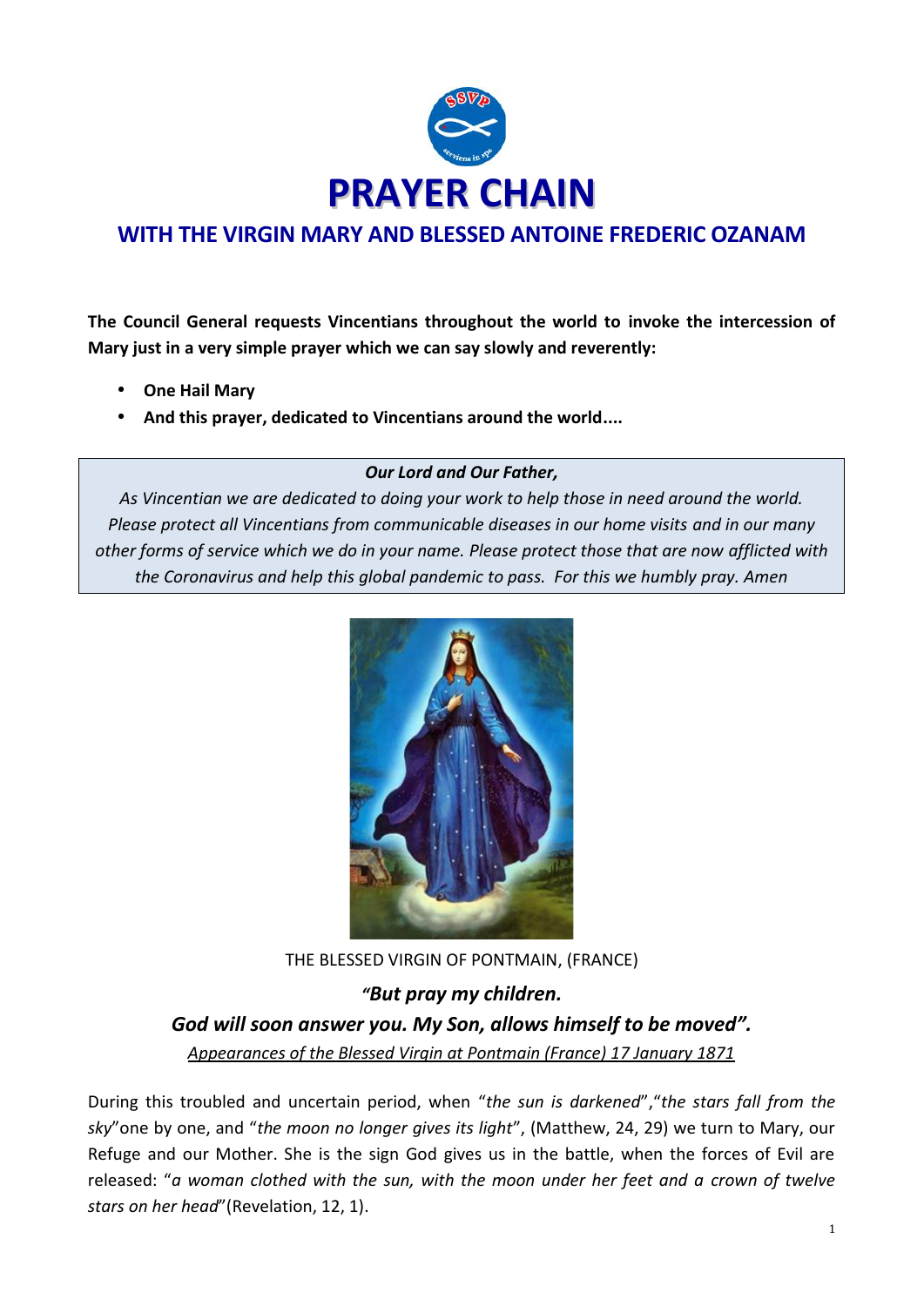# PRAYER CHAIN

## WITH THE VIRGIN MARY AND BLESSED ANTOINE FREDERIC OZANAM

**The Council General requests Vincentians throughout the world to invoke the intercession of Mary just in a very simple prayer which we can say slowly and reverently:**

- **One Hail Mary**
- **And this prayer, dedicated to Vincentians around the world....**

***Our Lord and Our Father,***
*As Vincentian we are dedicated to doing your work to help those in need around the world. Please protect all Vincentians from communicable diseases in our home visits and in our many other forms of service which we do in your name. Please protect those that are now afflicted with the Coronavirus and help this global pandemic to pass. For this we humbly pray. Amen*

THE BLESSED VIRGIN OF PONTMAIN, (FRANCE)

***"But pray my children.***
***God will soon answer you. My Son, allows himself to be moved".***

Appearances of the Blessed Virgin at Pontmain (France) 17 January 1871

During this troubled and uncertain period, when "*the sun is darkened*","*the stars fall from the sky*"one by one, and "*the moon no longer gives its light*", (Matthew, 24, 29) we turn to Mary, our Refuge and our Mother. She is the sign God gives us in the battle, when the forces of Evil are released: "*a woman clothed with the sun, with the moon under her feet and a crown of twelve stars on her head*"(Revelation, 12, 1).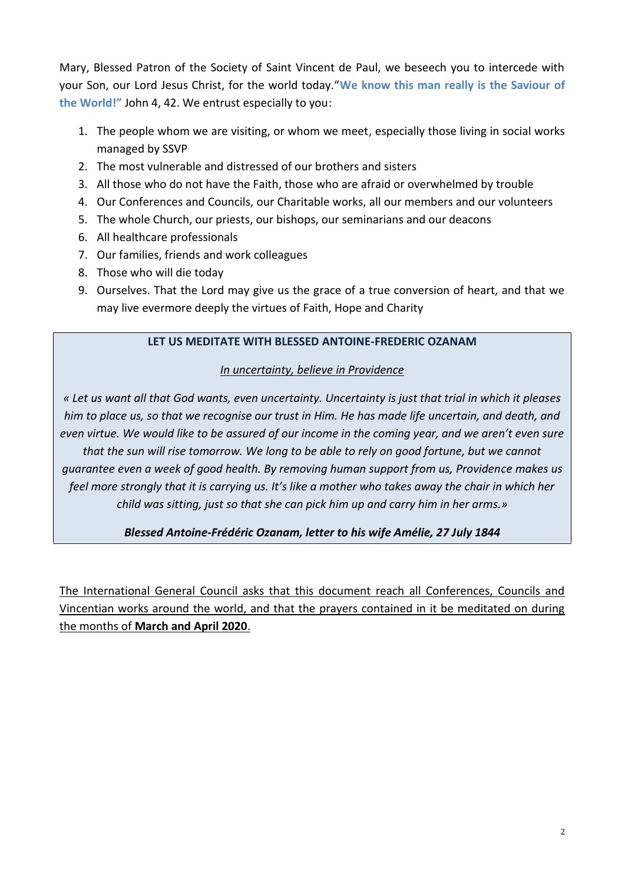Mary, Blessed Patron of the Society of Saint Vincent de Paul, we beseech you to intercede with your Son, our Lord Jesus Christ, for the world today.“**We know this man really is the Saviour of the World!”** John 4, 42. We entrust especially to you:

1. The people whom we are visiting, or whom we meet, especially those living in social works managed by SSVP
2. The most vulnerable and distressed of our brothers and sisters
3. All those who do not have the Faith, those who are afraid or overwhelmed by trouble
4. Our Conferences and Councils, our Charitable works, all our members and our volunteers
5. The whole Church, our priests, our bishops, our seminarians and our deacons
6. All healthcare professionals
7. Our families, friends and work colleagues
8. Those who will die today
9. Ourselves. That the Lord may give us the grace of a true conversion of heart, and that we may live evermore deeply the virtues of Faith, Hope and Charity

**LET US MEDITATE WITH BLESSED ANTOINE-FREDERIC OZANAM**

*In uncertainty, believe in Providence*

*« Let us want all that God wants, even uncertainty. Uncertainty is just that trial in which it pleases him to place us, so that we recognise our trust in Him. He has made life uncertain, and death, and even virtue. We would like to be assured of our income in the coming year, and we aren’t even sure that the sun will rise tomorrow. We long to be able to rely on good fortune, but we cannot guarantee even a week of good health. By removing human support from us, Providence makes us feel more strongly that it is carrying us. It’s like a mother who takes away the chair in which her child was sitting, just so that she can pick him up and carry him in her arms.»*

***Blessed Antoine-Frédéric Ozanam, letter to his wife Amélie, 27 July 1844***

The International General Council asks that this document reach all Conferences, Councils and Vincentian works around the world, and that the prayers contained in it be meditated on during the months of **March and April 2020**.